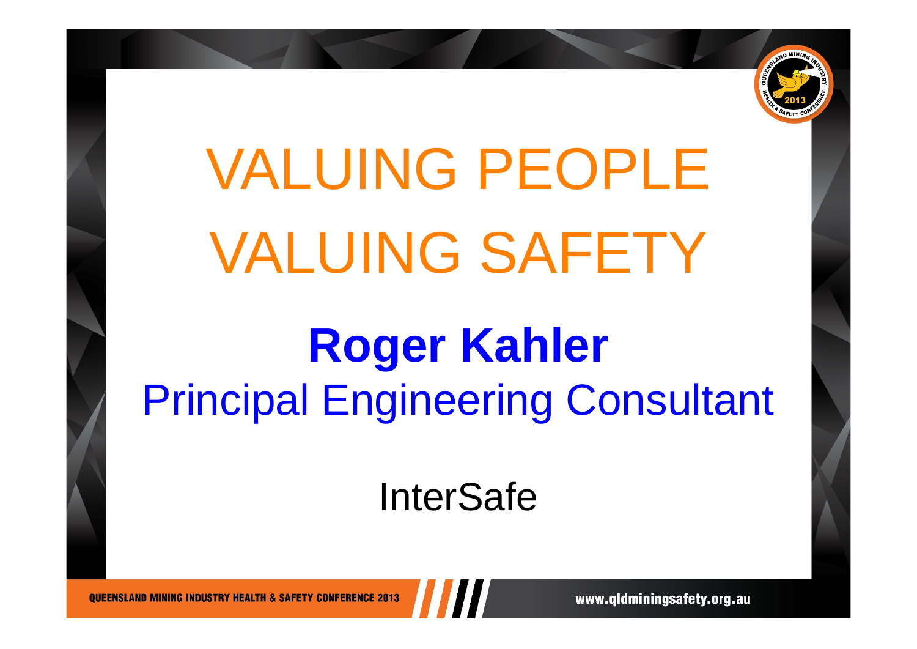# VALUING PEOPLE VALUING SAFETY

**Roger Kahler**

Principal Engineering Consultant

InterSafe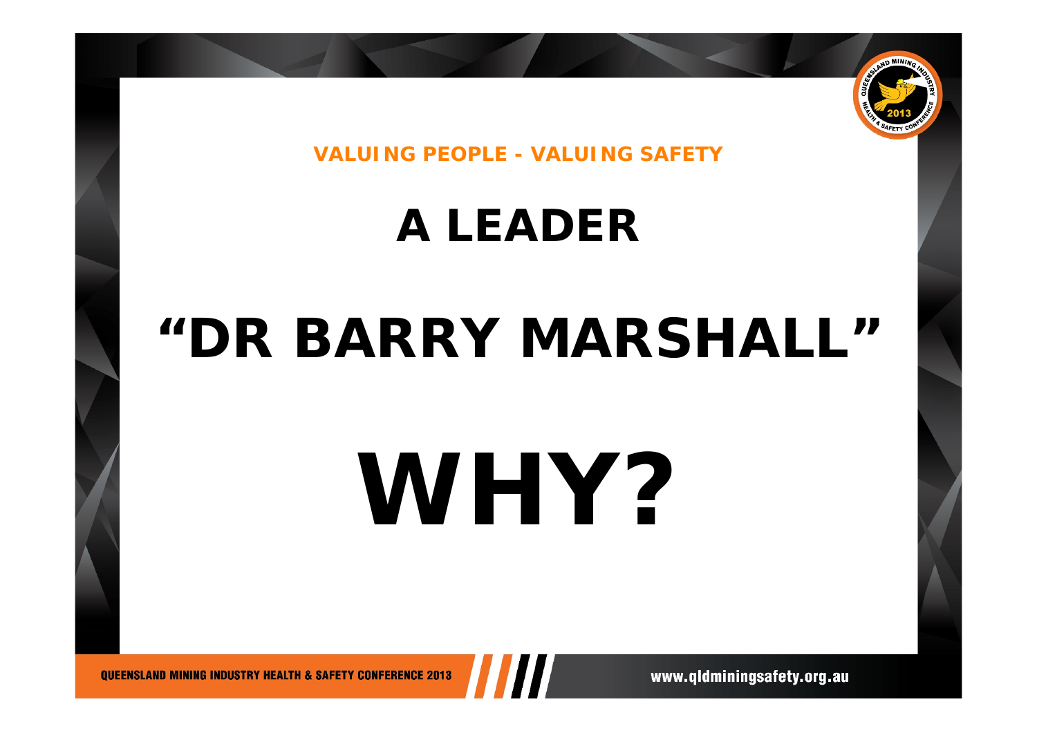VALUING PEOPLE - VALUING SAFETY

# A LEADER

# “DR BARRY MARSHALL”

# WHY?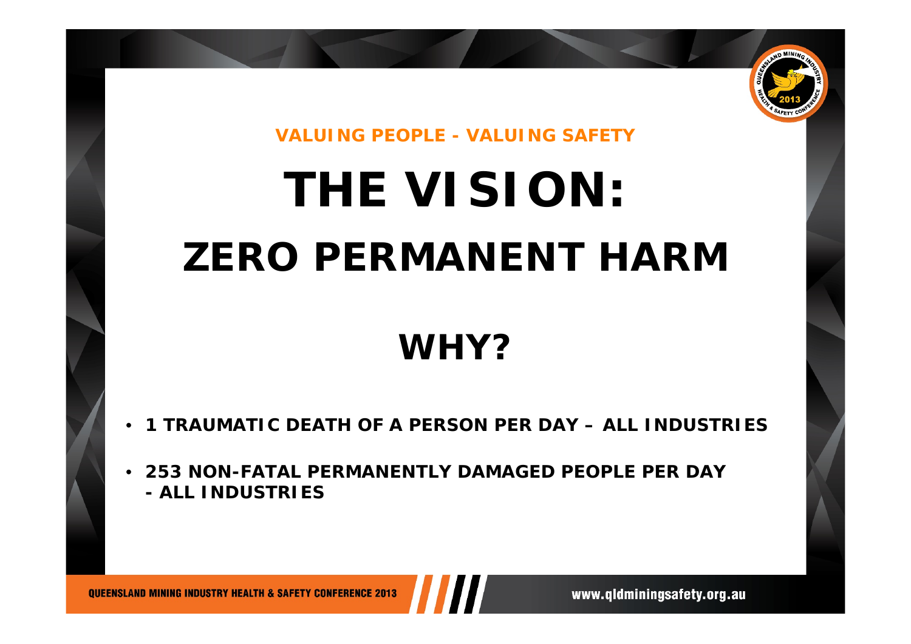VALUING PEOPLE - VALUING SAFETY

# THE VISION:

# ZERO PERMANENT HARM

## WHY?

- **1 TRAUMATIC DEATH OF A PERSON PER DAY – ALL INDUSTRIES**
- **253 NON-FATAL PERMANENTLY DAMAGED PEOPLE PER DAY - ALL INDUSTRIES**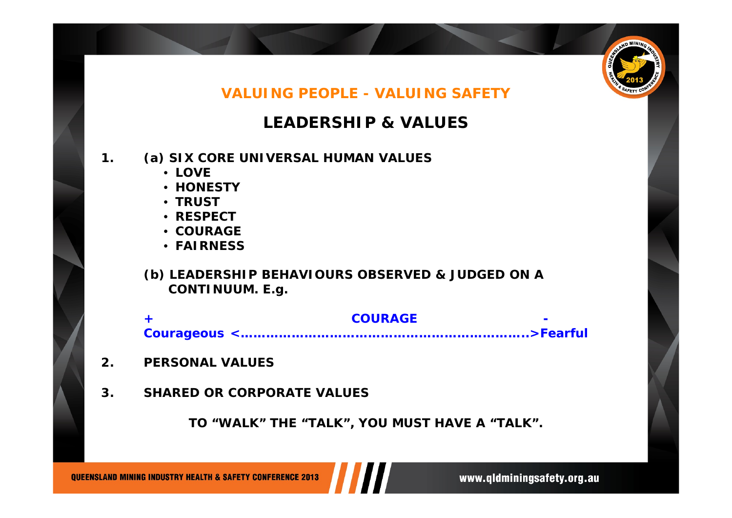## VALUING PEOPLE - VALUING SAFETY

# LEADERSHIP & VALUES

1. **(a) SIX CORE UNIVERSAL HUMAN VALUES**
   - **LOVE**
   - **HONESTY**
   - **TRUST**
   - **RESPECT**
   - **COURAGE**
   - **FAIRNESS**

   **(b) LEADERSHIP BEHAVIOURS OBSERVED & JUDGED ON A CONTINUUM. E.g.**

   **+ COURAGE -**

   **Courageous <…………………………………………………………..>Fearful**

2. **PERSONAL VALUES**

3. **SHARED OR CORPORATE VALUES**

**TO "WALK" THE "TALK", YOU MUST HAVE A "TALK".**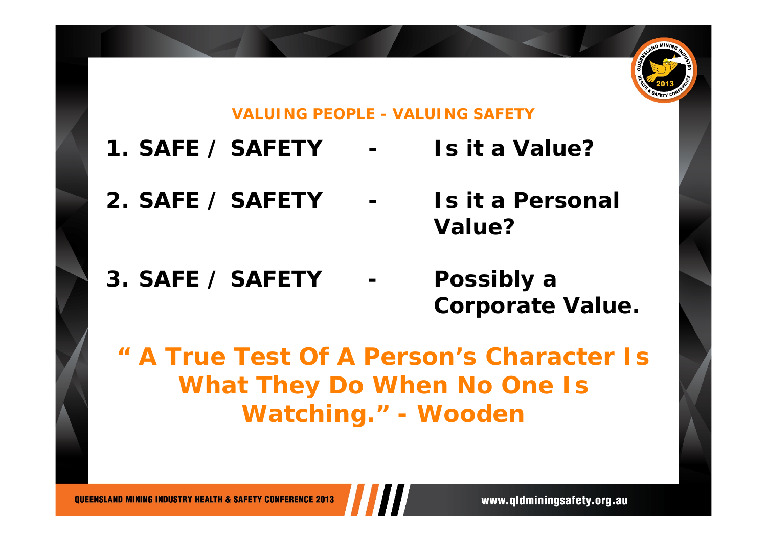## VALUING PEOPLE - VALUING SAFETY

1. **SAFE / SAFETY - Is it a Value?**
2. **SAFE / SAFETY - Is it a Personal Value?**
3. **SAFE / SAFETY - Possibly a Corporate Value.**

**" A True Test Of A Person's Character Is What They Do When No One Is Watching." - Wooden**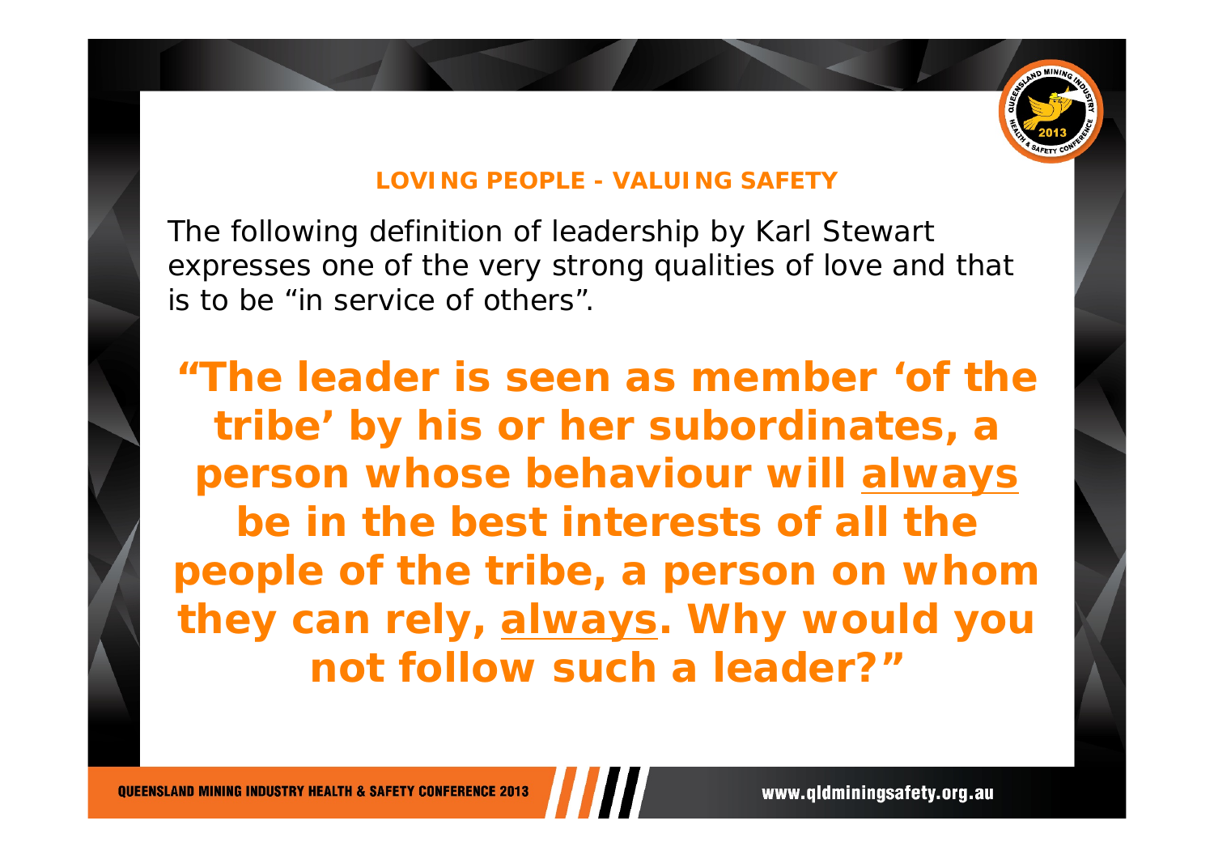## LOVING PEOPLE - VALUING SAFETY

The following definition of leadership by Karl Stewart expresses one of the very strong qualities of love and that is to be “in service of others”.

**“The leader is seen as member ‘of the tribe’ by his or her subordinates, a person whose behaviour will <u>always</u> be in the best interests of all the people of the tribe, a person on whom they can rely, <u>always</u>. Why would you not follow such a leader?”**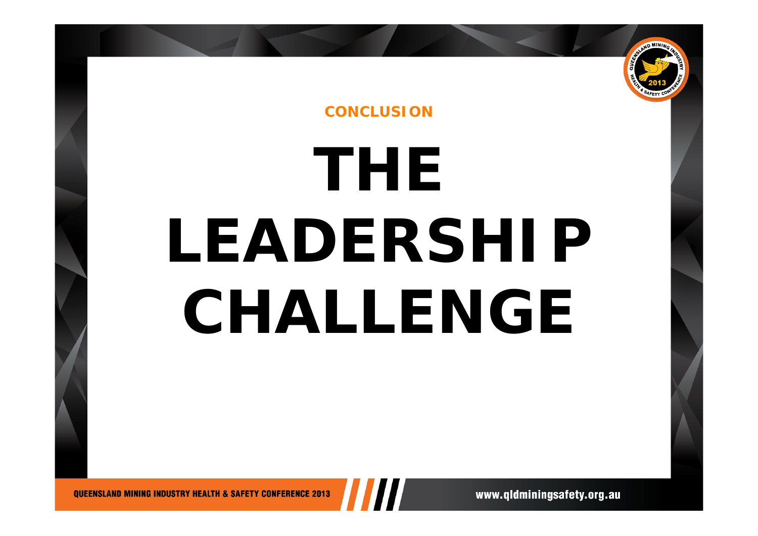CONCLUSION

# THE LEADERSHIP CHALLENGE